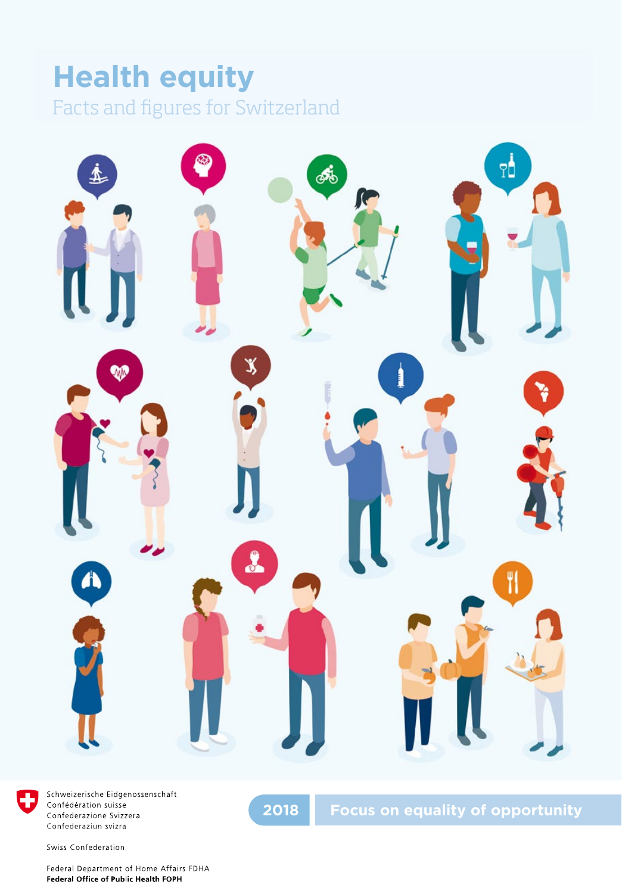# Health equity

## Facts and figures for Switzerland

Schweizerische Eidgenossenschaft
Confédération suisse
Confederazione Svizzera
Confederaziun svizra

Swiss Confederation

Federal Department of Home Affairs FDHA
**Federal Office of Public Health FOPH**

2018 **Focus on equality of opportunity**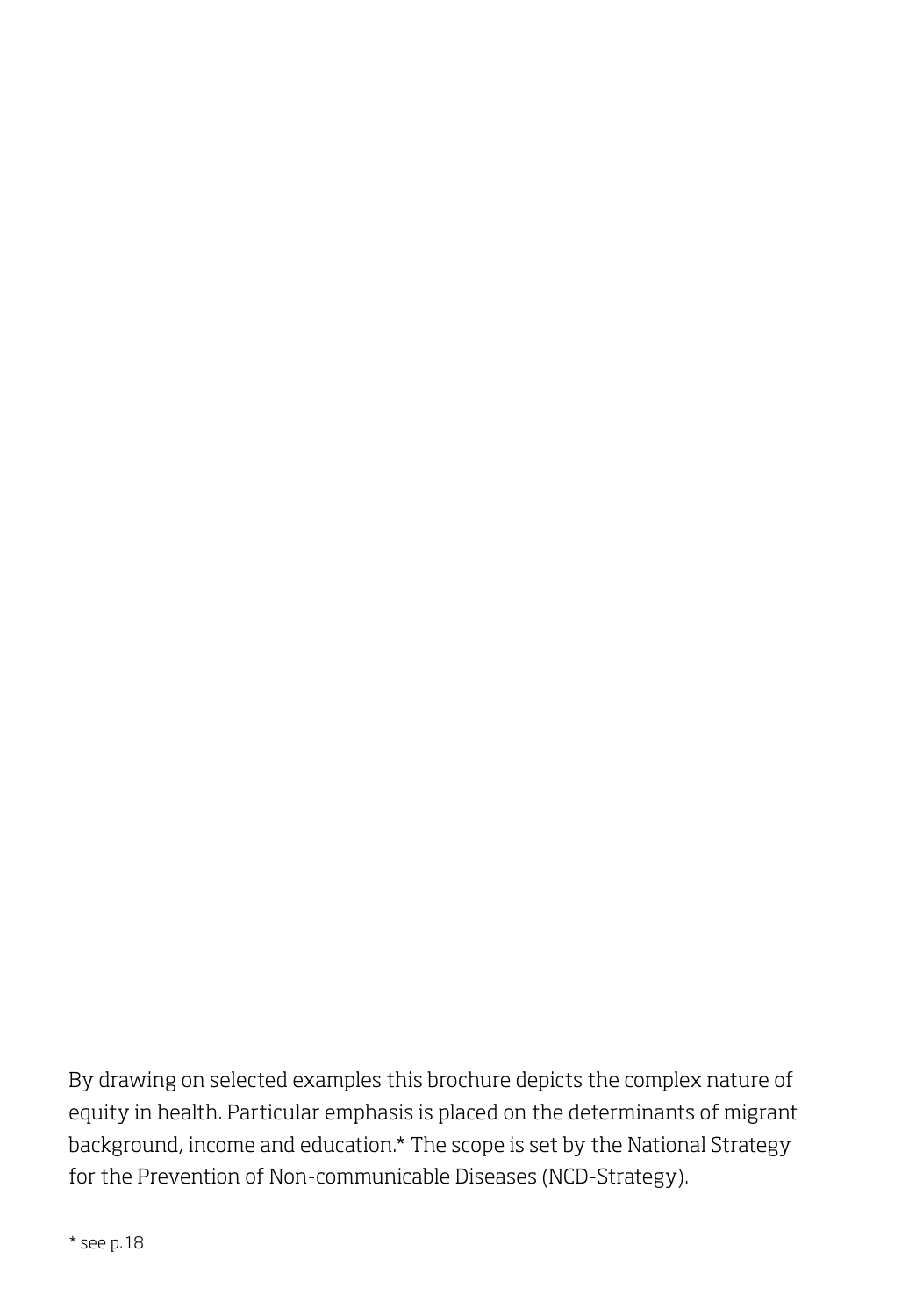By drawing on selected examples this brochure depicts the complex nature of equity in health. Particular emphasis is placed on the determinants of migrant background, income and education.* The scope is set by the National Strategy for the Prevention of Non-communicable Diseases (NCD-Strategy).

* see p. 18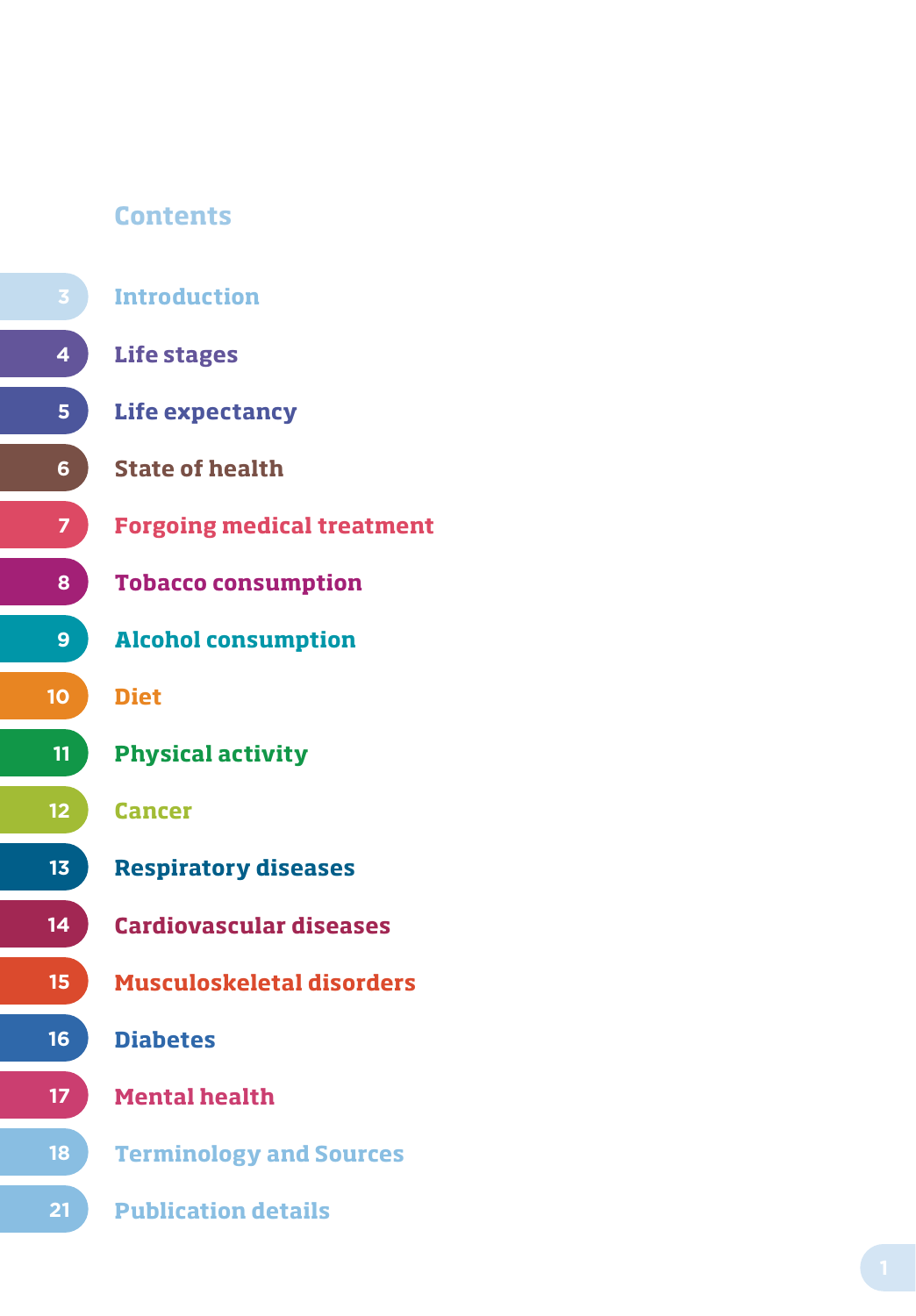# Contents

| Page | Section |
|---|---|
| 3 | Introduction |
| 4 | Life stages |
| 5 | Life expectancy |
| 6 | State of health |
| 7 | Forgoing medical treatment |
| 8 | Tobacco consumption |
| 9 | Alcohol consumption |
| 10 | Diet |
| 11 | Physical activity |
| 12 | Cancer |
| 13 | Respiratory diseases |
| 14 | Cardiovascular diseases |
| 15 | Musculoskeletal disorders |
| 16 | Diabetes |
| 17 | Mental health |
| 18 | Terminology and Sources |
| 21 | Publication details |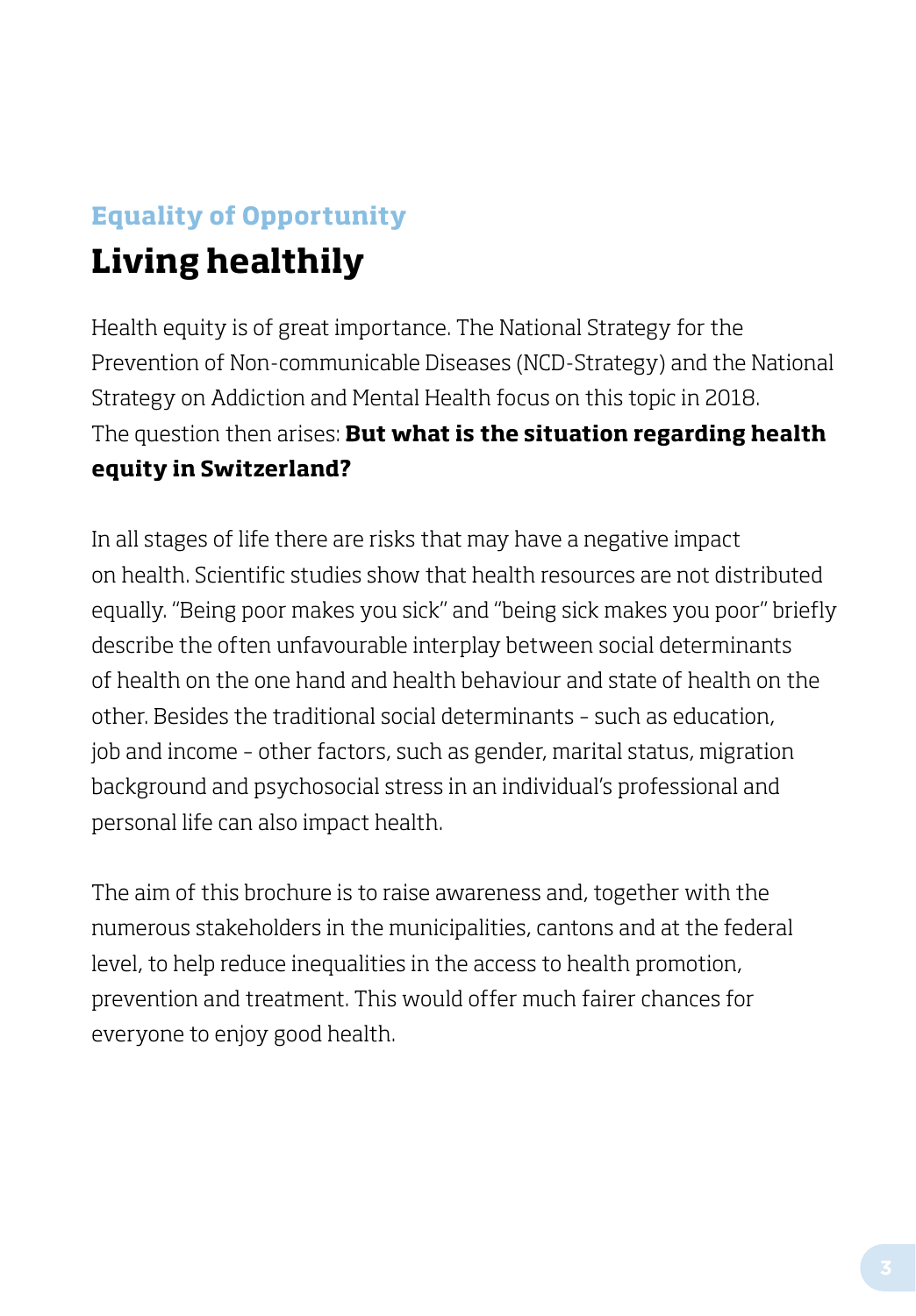## Equality of Opportunity

# Living healthily

Health equity is of great importance. The National Strategy for the Prevention of Non-communicable Diseases (NCD-Strategy) and the National Strategy on Addiction and Mental Health focus on this topic in 2018. The question then arises: **But what is the situation regarding health equity in Switzerland?**

In all stages of life there are risks that may have a negative impact on health. Scientific studies show that health resources are not distributed equally. "Being poor makes you sick" and "being sick makes you poor" briefly describe the often unfavourable interplay between social determinants of health on the one hand and health behaviour and state of health on the other. Besides the traditional social determinants – such as education, job and income – other factors, such as gender, marital status, migration background and psychosocial stress in an individual's professional and personal life can also impact health.

The aim of this brochure is to raise awareness and, together with the numerous stakeholders in the municipalities, cantons and at the federal level, to help reduce inequalities in the access to health promotion, prevention and treatment. This would offer much fairer chances for everyone to enjoy good health.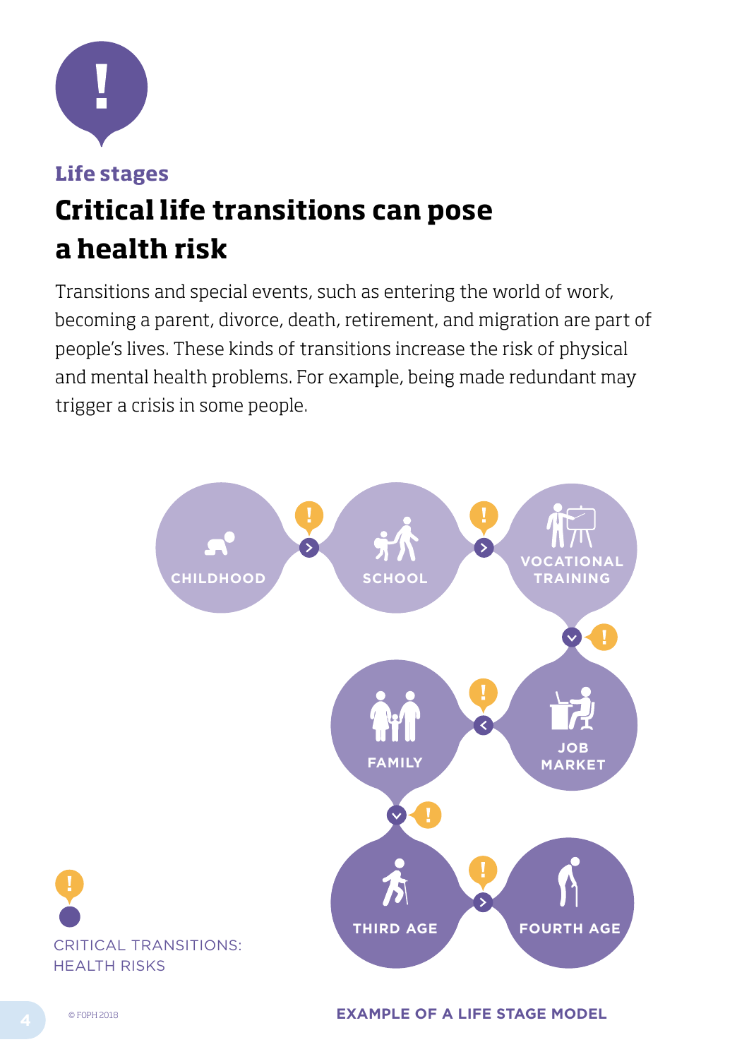## Life stages

# Critical life transitions can pose a health risk

Transitions and special events, such as entering the world of work, becoming a parent, divorce, death, retirement, and migration are part of people's lives. These kinds of transitions increase the risk of physical and mental health problems. For example, being made redundant may trigger a crisis in some people.

CHILDHOOD → SCHOOL → VOCATIONAL TRAINING → JOB MARKET → FAMILY → THIRD AGE → FOURTH AGE

CRITICAL TRANSITIONS: HEALTH RISKS

**EXAMPLE OF A LIFE STAGE MODEL**

© FOPH 2018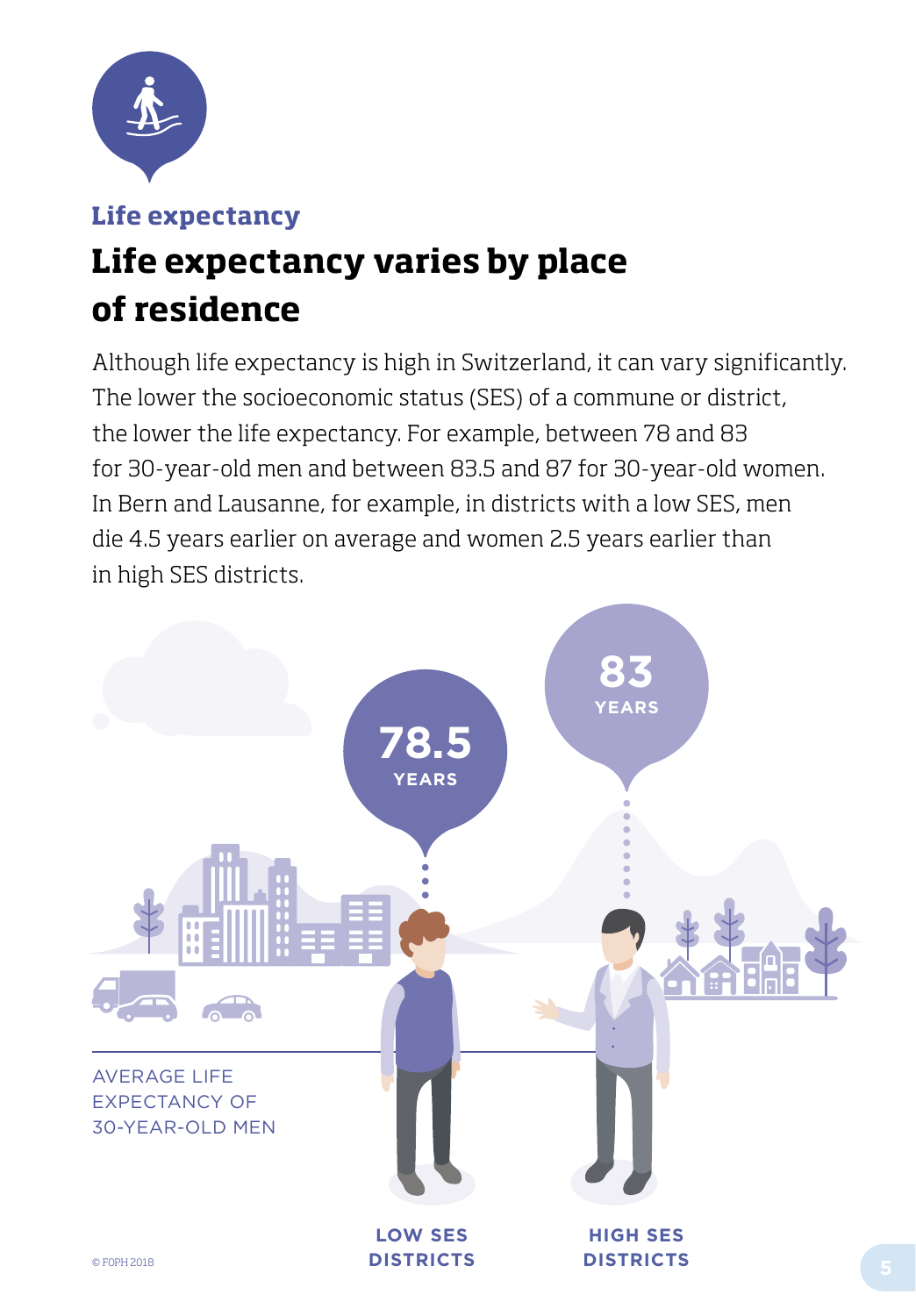Life expectancy

# Life expectancy varies by place of residence

Although life expectancy is high in Switzerland, it can vary significantly. The lower the socioeconomic status (SES) of a commune or district, the lower the life expectancy. For example, between 78 and 83 for 30-year-old men and between 83.5 and 87 for 30-year-old women. In Bern and Lausanne, for example, in districts with a low SES, men die 4.5 years earlier on average and women 2.5 years earlier than in high SES districts.

78.5 YEARS

83 YEARS

AVERAGE LIFE EXPECTANCY OF 30-YEAR-OLD MEN

LOW SES DISTRICTS

HIGH SES DISTRICTS

© FOPH 2018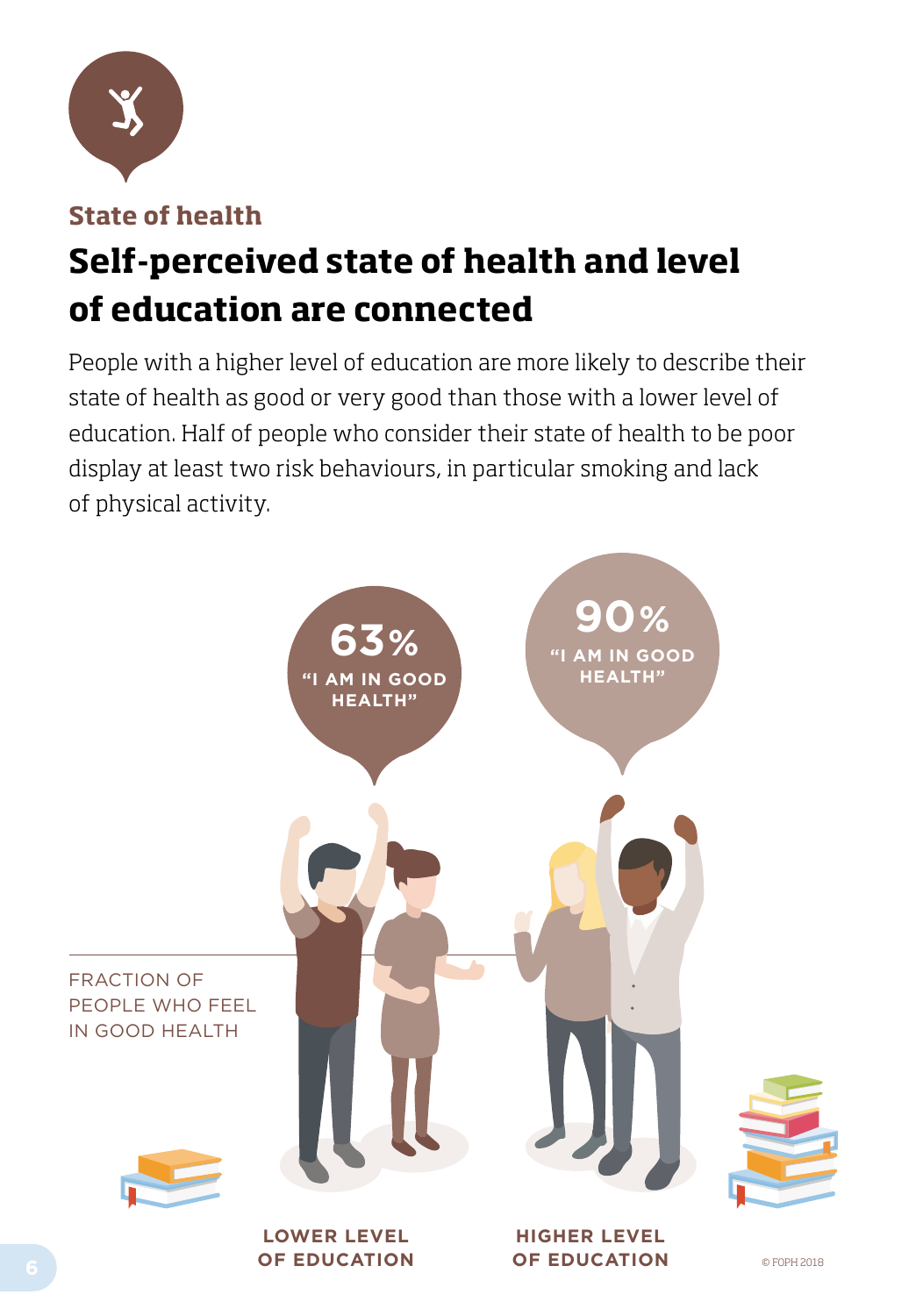State of health

# Self-perceived state of health and level of education are connected

People with a higher level of education are more likely to describe their state of health as good or very good than those with a lower level of education. Half of people who consider their state of health to be poor display at least two risk behaviours, in particular smoking and lack of physical activity.

**63%** "I AM IN GOOD HEALTH"

**90%** "I AM IN GOOD HEALTH"

FRACTION OF PEOPLE WHO FEEL IN GOOD HEALTH

**LOWER LEVEL OF EDUCATION**

**HIGHER LEVEL OF EDUCATION**

© FOPH 2018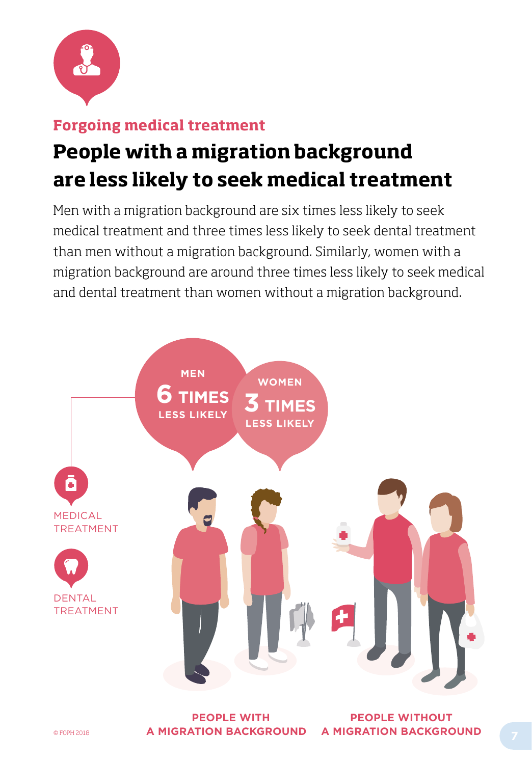**Forgoing medical treatment**

## People with a migration background are less likely to seek medical treatment

Men with a migration background are six times less likely to seek medical treatment and three times less likely to seek dental treatment than men without a migration background. Similarly, women with a migration background are around three times less likely to seek medical and dental treatment than women without a migration background.

MEN
6 TIMES
LESS LIKELY

WOMEN
3 TIMES
LESS LIKELY

MEDICAL TREATMENT

DENTAL TREATMENT

PEOPLE WITH A MIGRATION BACKGROUND

PEOPLE WITHOUT A MIGRATION BACKGROUND

© FOPH 2018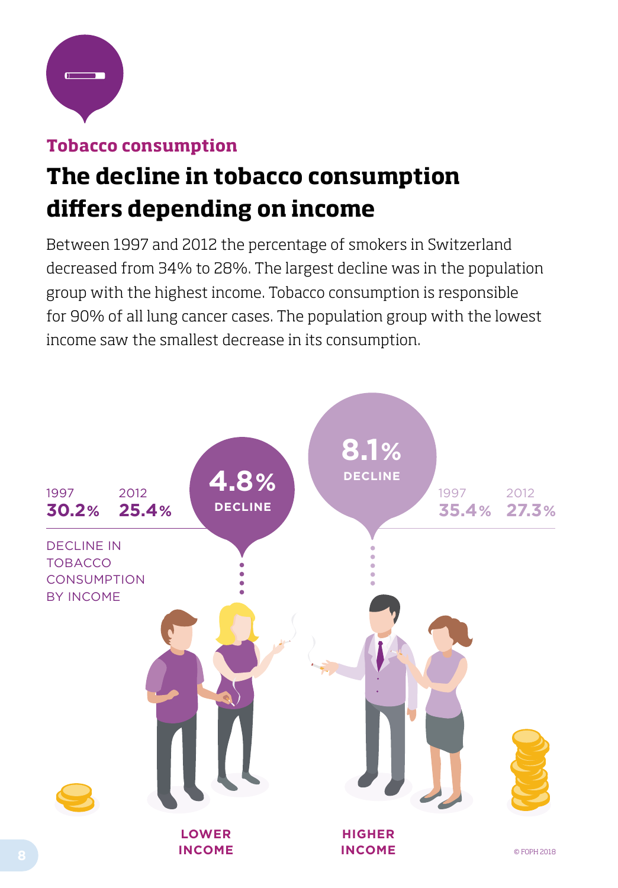**Tobacco consumption**

# The decline in tobacco consumption differs depending on income

Between 1997 and 2012 the percentage of smokers in Switzerland decreased from 34% to 28%. The largest decline was in the population group with the highest income. Tobacco consumption is responsible for 90% of all lung cancer cases. The population group with the lowest income saw the smallest decrease in its consumption.

DECLINE IN TOBACCO CONSUMPTION BY INCOME

| | 1997 | 2012 | Decline |
|---|---|---|---|
| LOWER INCOME | 30.2% | 25.4% | 4.8% DECLINE |
| HIGHER INCOME | 35.4% | 27.3% | 8.1% DECLINE |

© FOPH 2018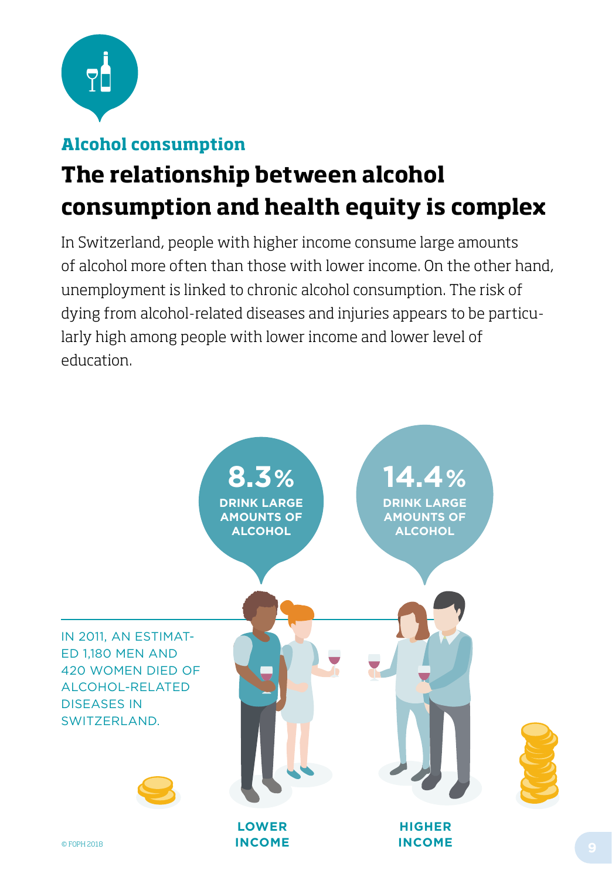## Alcohol consumption

# The relationship between alcohol consumption and health equity is complex

In Switzerland, people with higher income consume large amounts of alcohol more often than those with lower income. On the other hand, unemployment is linked to chronic alcohol consumption. The risk of dying from alcohol-related diseases and injuries appears to be particularly high among people with lower income and lower level of education.

IN 2011, AN ESTIMATED 1,180 MEN AND 420 WOMEN DIED OF ALCOHOL-RELATED DISEASES IN SWITZERLAND.

**8.3%** DRINK LARGE AMOUNTS OF ALCOHOL

**LOWER INCOME**

**14.4%** DRINK LARGE AMOUNTS OF ALCOHOL

**HIGHER INCOME**

© FOPH 2018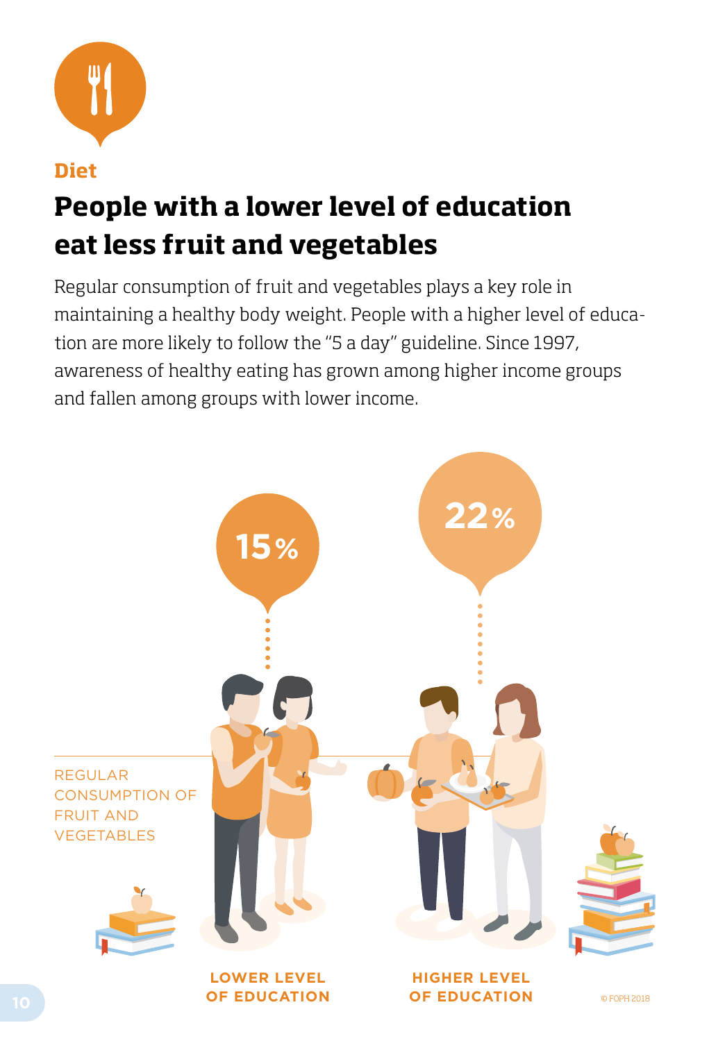Diet

# People with a lower level of education eat less fruit and vegetables

Regular consumption of fruit and vegetables plays a key role in maintaining a healthy body weight. People with a higher level of education are more likely to follow the "5 a day" guideline. Since 1997, awareness of healthy eating has grown among higher income groups and fallen among groups with lower income.

REGULAR CONSUMPTION OF FRUIT AND VEGETABLES

| LOWER LEVEL OF EDUCATION | HIGHER LEVEL OF EDUCATION |
| --- | --- |
| 15% | 22% |

© FOPH 2018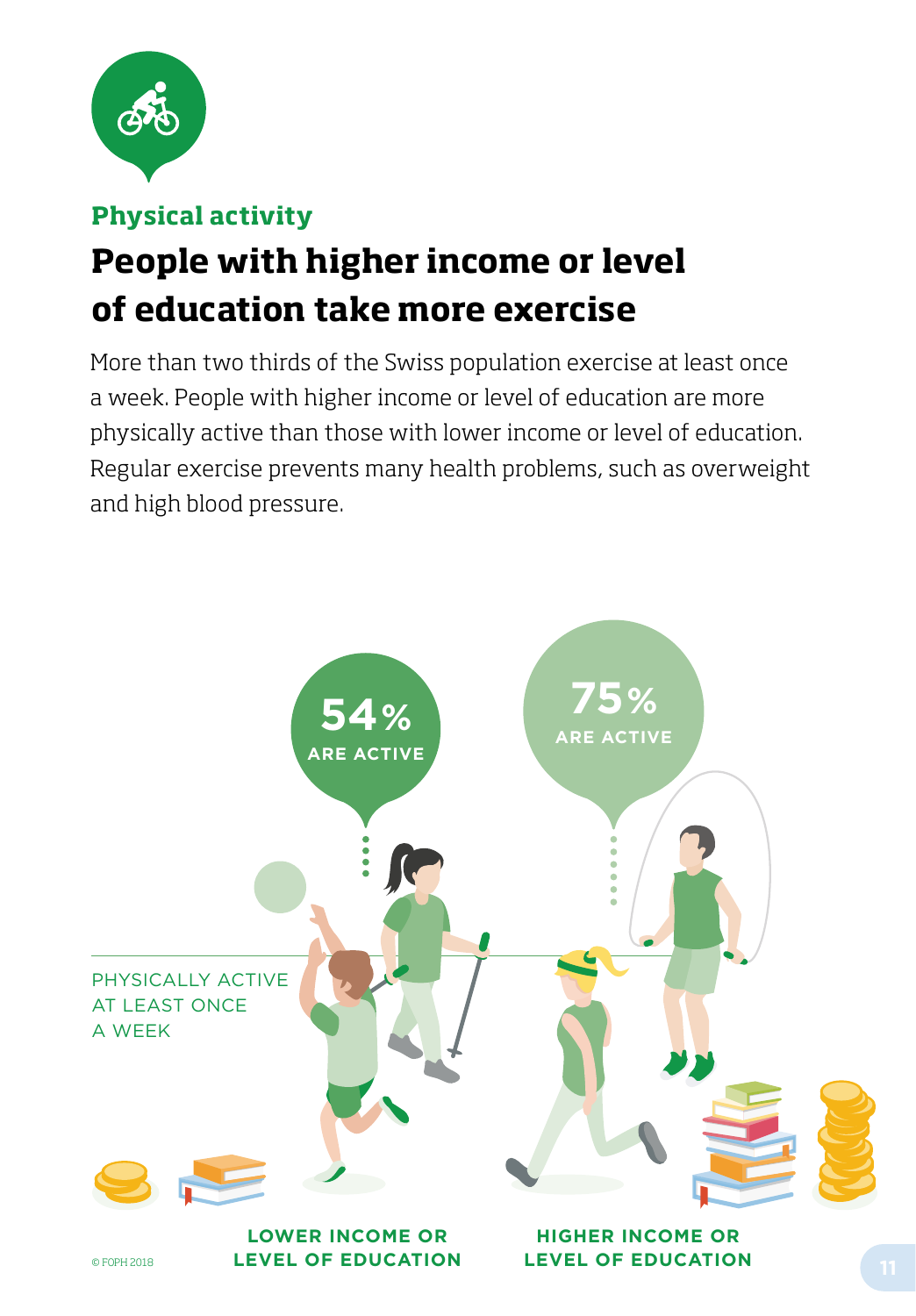## Physical activity

# People with higher income or level of education take more exercise

More than two thirds of the Swiss population exercise at least once a week. People with higher income or level of education are more physically active than those with lower income or level of education. Regular exercise prevents many health problems, such as overweight and high blood pressure.

54% ARE ACTIVE

75% ARE ACTIVE

PHYSICALLY ACTIVE AT LEAST ONCE A WEEK

LOWER INCOME OR LEVEL OF EDUCATION

HIGHER INCOME OR LEVEL OF EDUCATION

© FOPH 2018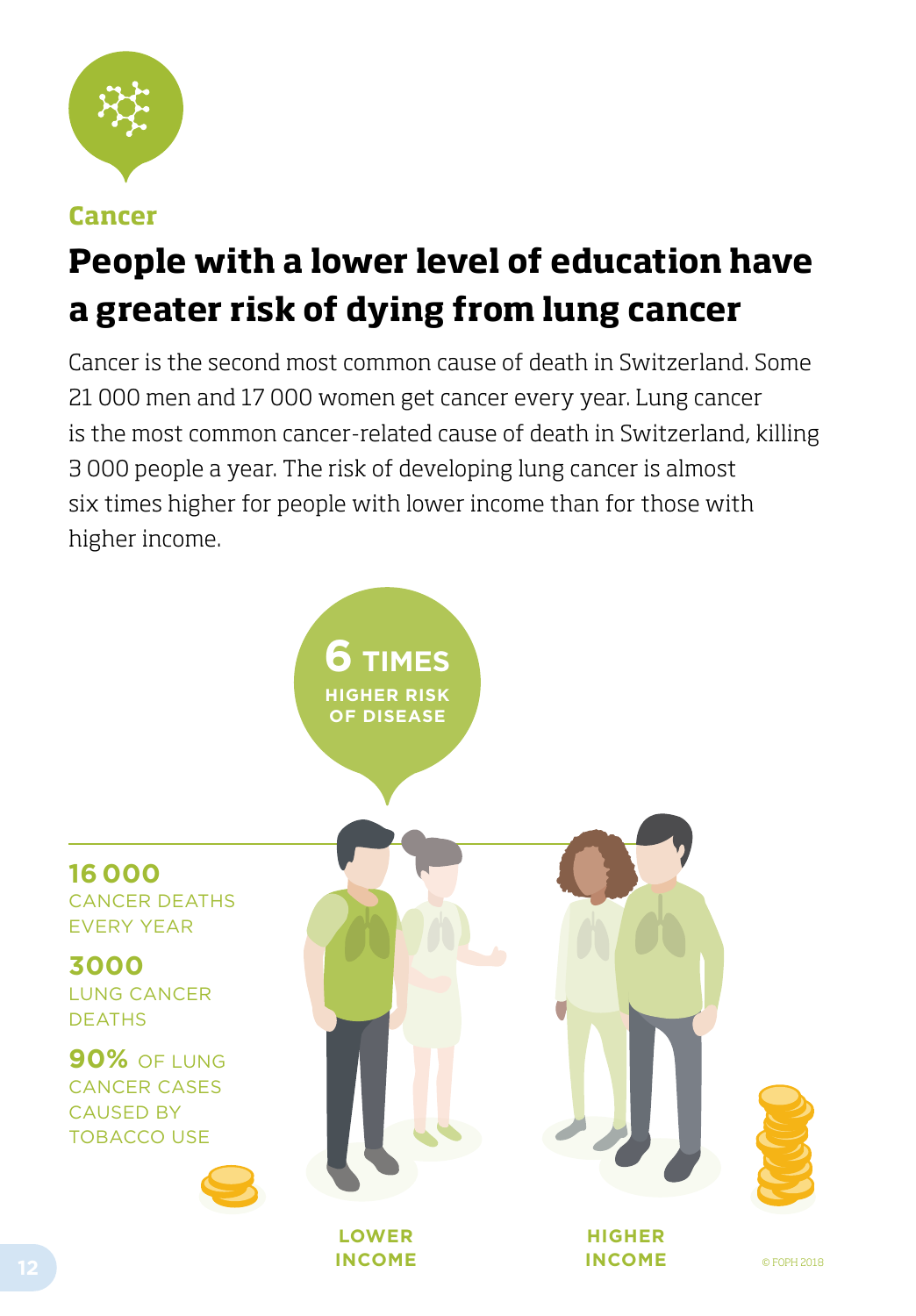Cancer

# People with a lower level of education have a greater risk of dying from lung cancer

Cancer is the second most common cause of death in Switzerland. Some 21 000 men and 17 000 women get cancer every year. Lung cancer is the most common cancer-related cause of death in Switzerland, killing 3 000 people a year. The risk of developing lung cancer is almost six times higher for people with lower income than for those with higher income.

**6 TIMES** HIGHER RISK OF DISEASE

**16 000** CANCER DEATHS EVERY YEAR

**3000** LUNG CANCER DEATHS

**90%** OF LUNG CANCER CASES CAUSED BY TOBACCO USE

LOWER INCOME

HIGHER INCOME

© FOPH 2018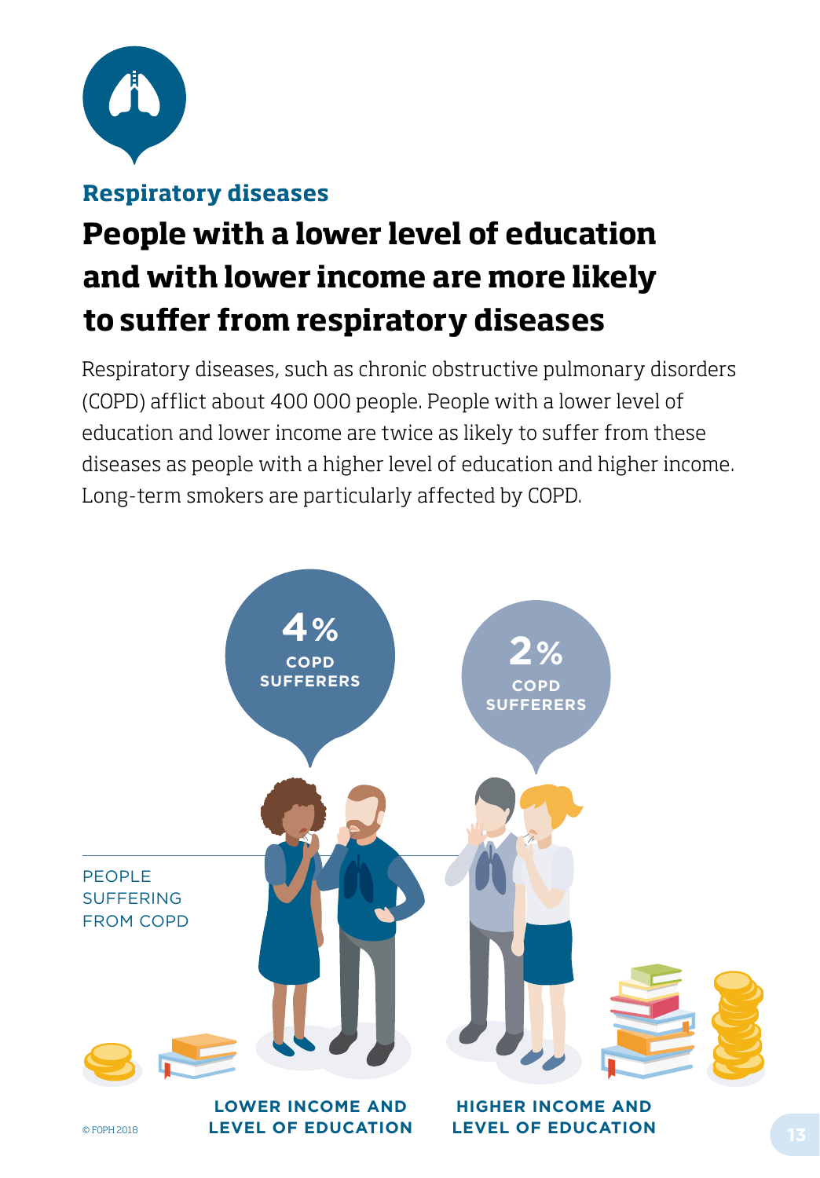## Respiratory diseases

# People with a lower level of education and with lower income are more likely to suffer from respiratory diseases

Respiratory diseases, such as chronic obstructive pulmonary disorders (COPD) afflict about 400 000 people. People with a lower level of education and lower income are twice as likely to suffer from these diseases as people with a higher level of education and higher income. Long-term smokers are particularly affected by COPD.

PEOPLE SUFFERING FROM COPD

**4%** COPD SUFFERERS

**LOWER INCOME AND LEVEL OF EDUCATION**

**2%** COPD SUFFERERS

**HIGHER INCOME AND LEVEL OF EDUCATION**

© FOPH 2018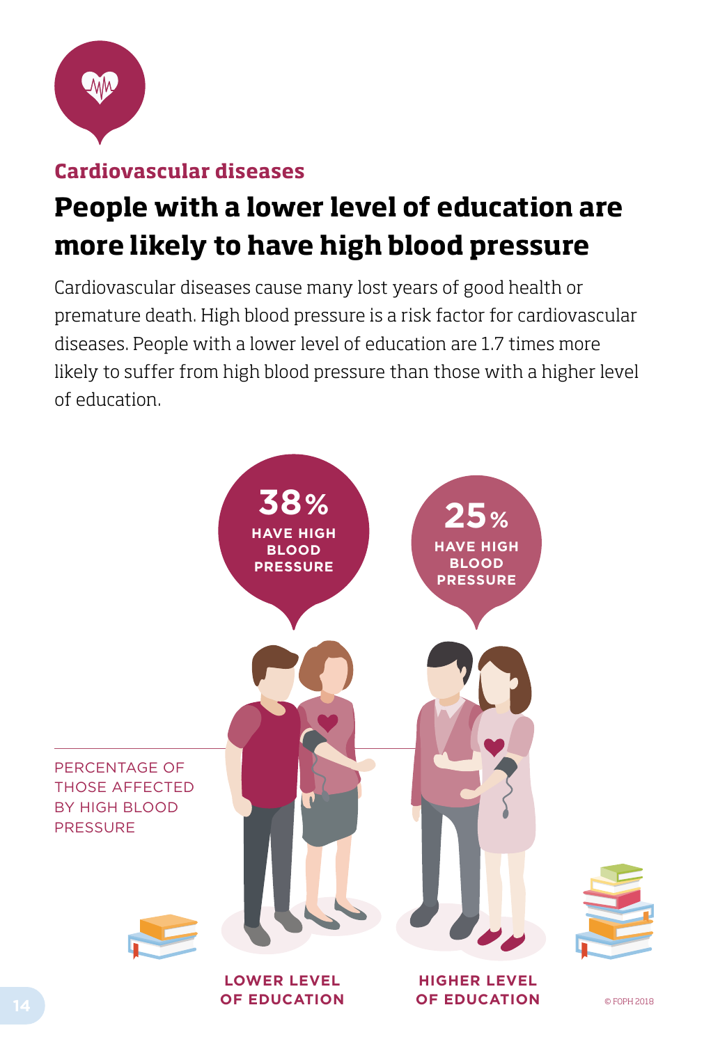## Cardiovascular diseases

# People with a lower level of education are more likely to have high blood pressure

Cardiovascular diseases cause many lost years of good health or premature death. High blood pressure is a risk factor for cardiovascular diseases. People with a lower level of education are 1.7 times more likely to suffer from high blood pressure than those with a higher level of education.

**38%** HAVE HIGH BLOOD PRESSURE

**25%** HAVE HIGH BLOOD PRESSURE

PERCENTAGE OF THOSE AFFECTED BY HIGH BLOOD PRESSURE

LOWER LEVEL OF EDUCATION

HIGHER LEVEL OF EDUCATION

© FOPH 2018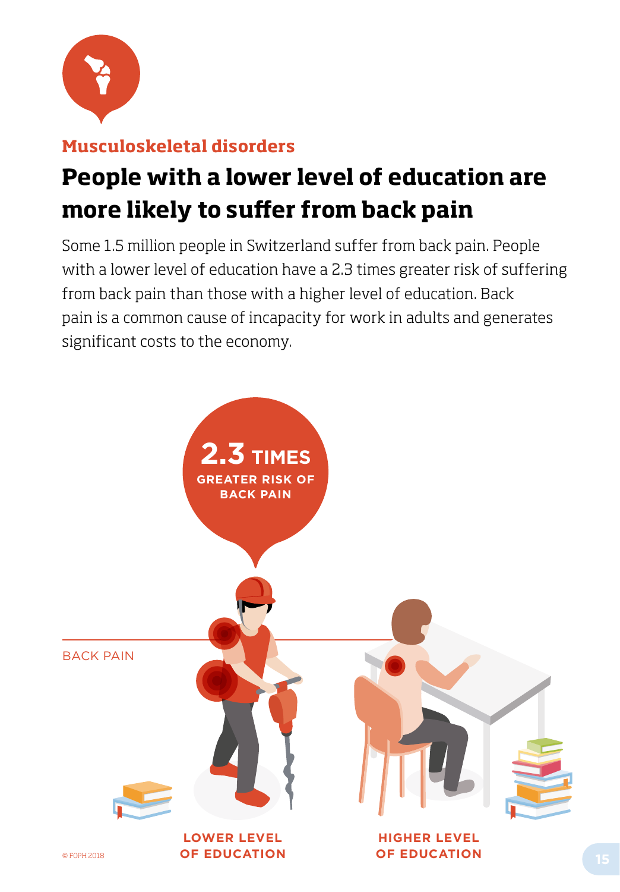**Musculoskeletal disorders**

# People with a lower level of education are more likely to suffer from back pain

Some 1.5 million people in Switzerland suffer from back pain. People with a lower level of education have a 2.3 times greater risk of suffering from back pain than those with a higher level of education. Back pain is a common cause of incapacity for work in adults and generates significant costs to the economy.

**2.3 TIMES** GREATER RISK OF BACK PAIN

BACK PAIN

LOWER LEVEL OF EDUCATION

HIGHER LEVEL OF EDUCATION

© FOPH 2018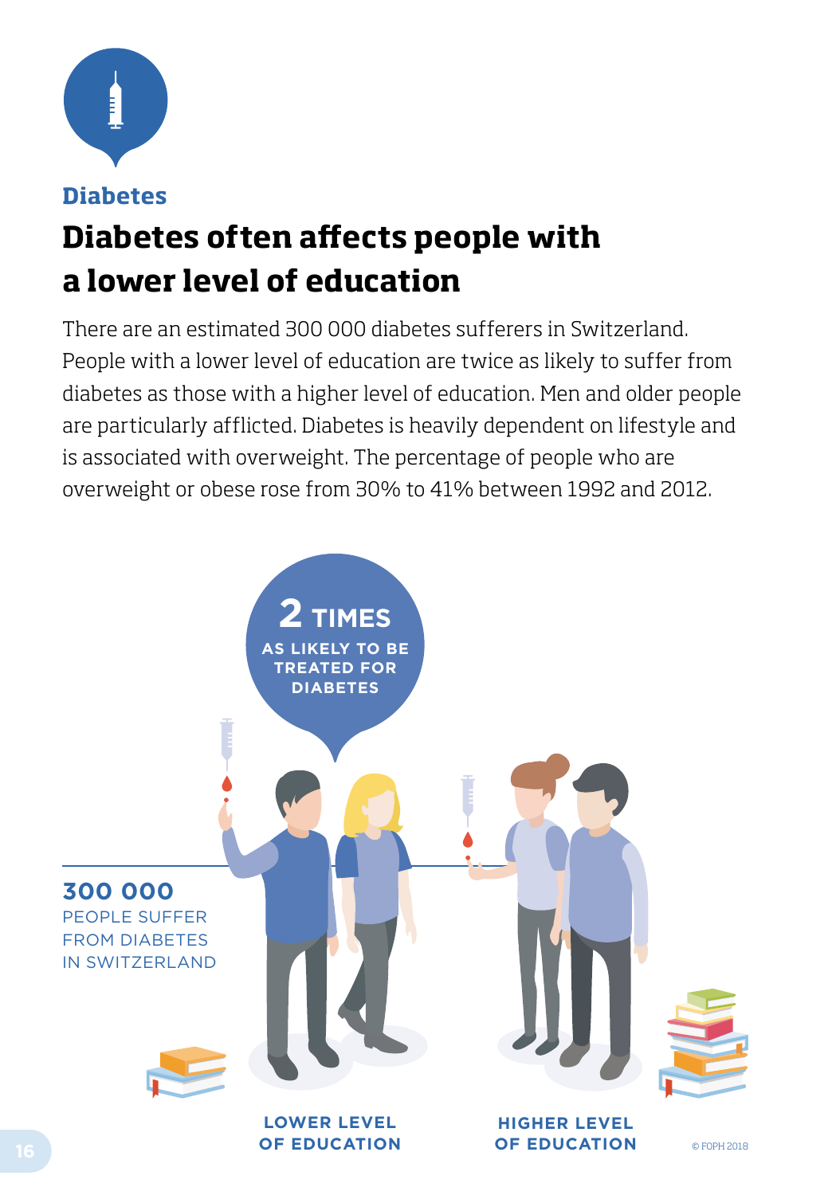**Diabetes**

# Diabetes often affects people with a lower level of education

There are an estimated 300 000 diabetes sufferers in Switzerland. People with a lower level of education are twice as likely to suffer from diabetes as those with a higher level of education. Men and older people are particularly afflicted. Diabetes is heavily dependent on lifestyle and is associated with overweight. The percentage of people who are overweight or obese rose from 30% to 41% between 1992 and 2012.

**2 TIMES** AS LIKELY TO BE TREATED FOR DIABETES

**300 000** PEOPLE SUFFER FROM DIABETES IN SWITZERLAND

LOWER LEVEL OF EDUCATION

HIGHER LEVEL OF EDUCATION

© FOPH 2018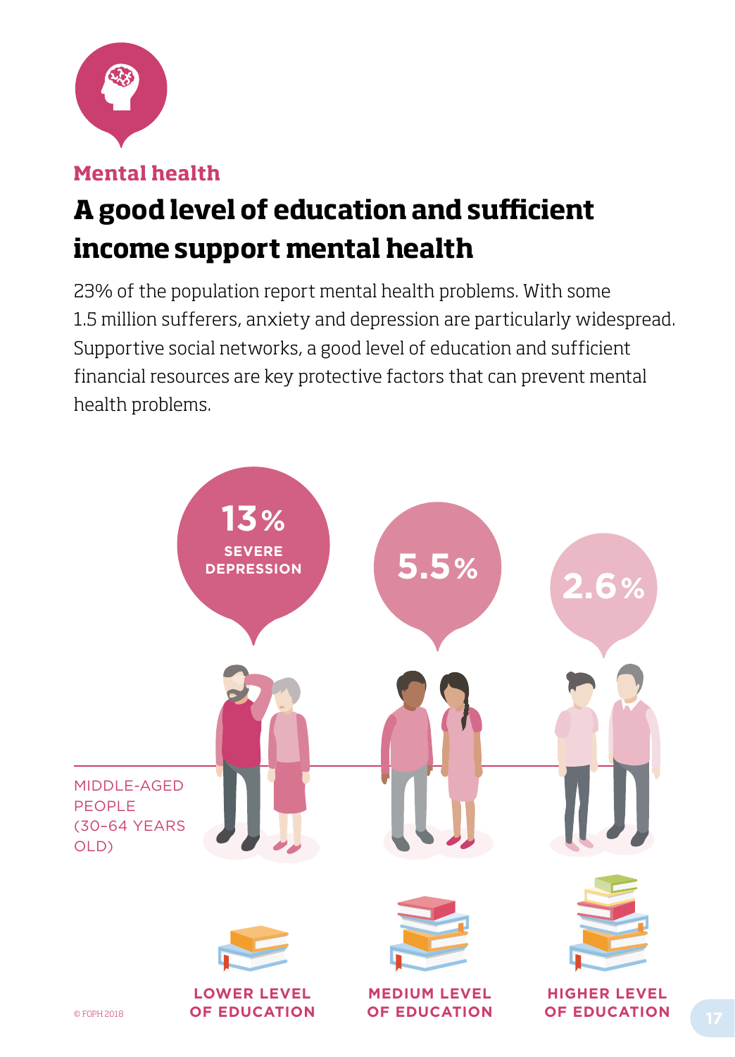## Mental health

# A good level of education and sufficient income support mental health

23% of the population report mental health problems. With some 1.5 million sufferers, anxiety and depression are particularly widespread. Supportive social networks, a good level of education and sufficient financial resources are key protective factors that can prevent mental health problems.

**13%** SEVERE DEPRESSION

**5.5%**

**2.6%**

MIDDLE-AGED PEOPLE (30–64 YEARS OLD)

LOWER LEVEL OF EDUCATION

MEDIUM LEVEL OF EDUCATION

HIGHER LEVEL OF EDUCATION

© FOPH 2018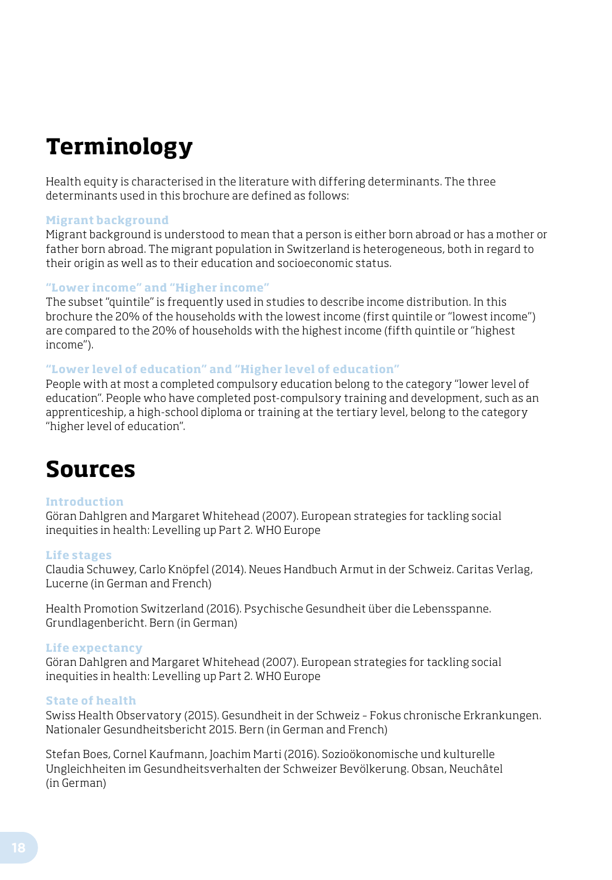# Terminology

Health equity is characterised in the literature with differing determinants. The three determinants used in this brochure are defined as follows:

### Migrant background

Migrant background is understood to mean that a person is either born abroad or has a mother or father born abroad. The migrant population in Switzerland is heterogeneous, both in regard to their origin as well as to their education and socioeconomic status.

### "Lower income" and "Higher income"

The subset "quintile" is frequently used in studies to describe income distribution. In this brochure the 20% of the households with the lowest income (first quintile or "lowest income") are compared to the 20% of households with the highest income (fifth quintile or "highest income").

### "Lower level of education" and "Higher level of education"

People with at most a completed compulsory education belong to the category "lower level of education". People who have completed post-compulsory training and development, such as an apprenticeship, a high-school diploma or training at the tertiary level, belong to the category "higher level of education".

# Sources

### Introduction

Göran Dahlgren and Margaret Whitehead (2007). European strategies for tackling social inequities in health: Levelling up Part 2. WHO Europe

### Life stages

Claudia Schuwey, Carlo Knöpfel (2014). Neues Handbuch Armut in der Schweiz. Caritas Verlag, Lucerne (in German and French)

Health Promotion Switzerland (2016). Psychische Gesundheit über die Lebensspanne. Grundlagenbericht. Bern (in German)

### Life expectancy

Göran Dahlgren and Margaret Whitehead (2007). European strategies for tackling social inequities in health: Levelling up Part 2. WHO Europe

### State of health

Swiss Health Observatory (2015). Gesundheit in der Schweiz – Fokus chronische Erkrankungen. Nationaler Gesundheitsbericht 2015. Bern (in German and French)

Stefan Boes, Cornel Kaufmann, Joachim Marti (2016). Sozioökonomische und kulturelle Ungleichheiten im Gesundheitsverhalten der Schweizer Bevölkerung. Obsan, Neuchâtel (in German)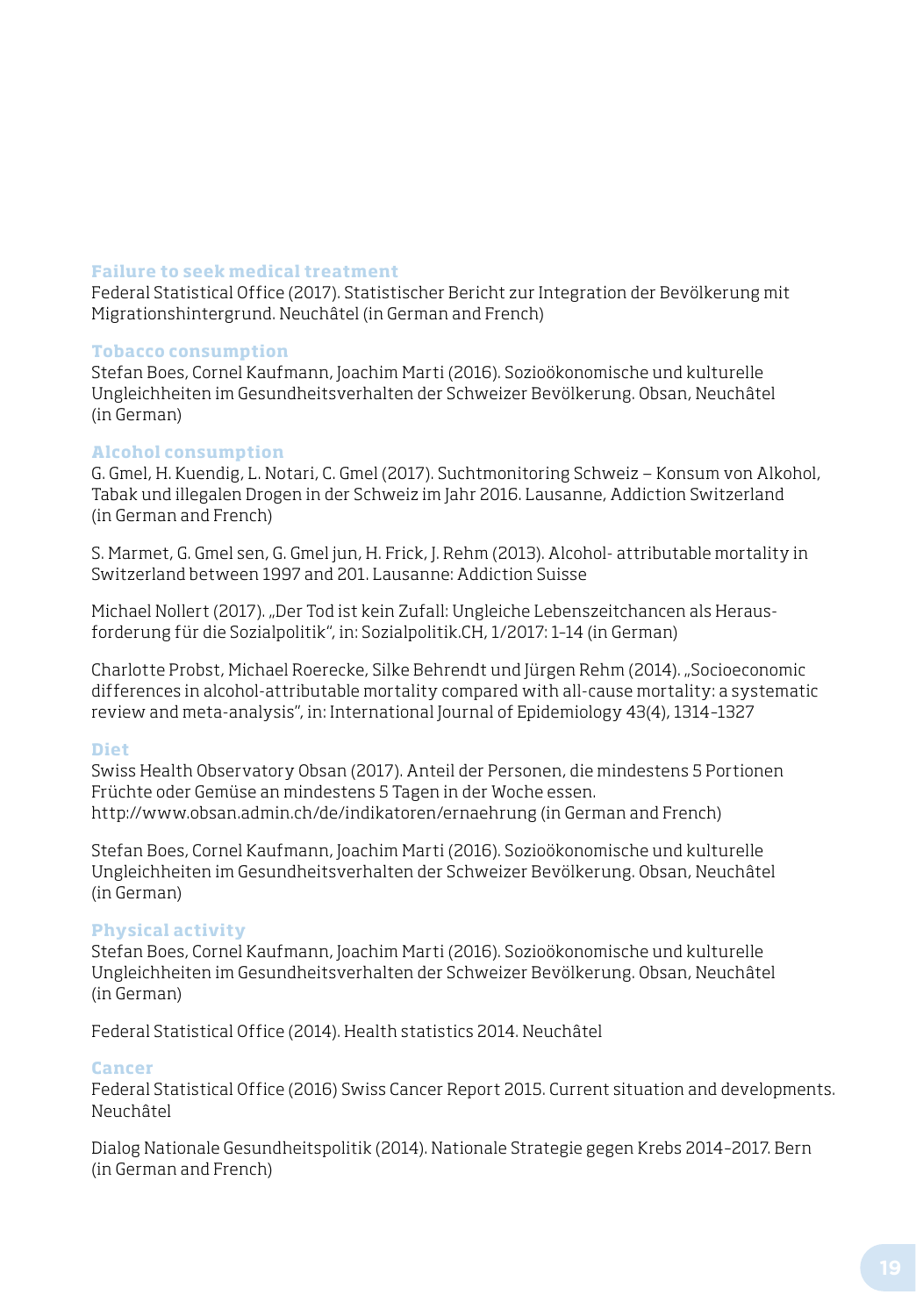### Failure to seek medical treatment

Federal Statistical Office (2017). Statistischer Bericht zur Integration der Bevölkerung mit Migrationshintergrund. Neuchâtel (in German and French)

### Tobacco consumption

Stefan Boes, Cornel Kaufmann, Joachim Marti (2016). Sozioökonomische und kulturelle Ungleichheiten im Gesundheitsverhalten der Schweizer Bevölkerung. Obsan, Neuchâtel (in German)

### Alcohol consumption

G. Gmel, H. Kuendig, L. Notari, C. Gmel (2017). Suchtmonitoring Schweiz – Konsum von Alkohol, Tabak und illegalen Drogen in der Schweiz im Jahr 2016. Lausanne, Addiction Switzerland (in German and French)

S. Marmet, G. Gmel sen, G. Gmel jun, H. Frick, J. Rehm (2013). Alcohol- attributable mortality in Switzerland between 1997 and 201. Lausanne: Addiction Suisse

Michael Nollert (2017). „Der Tod ist kein Zufall: Ungleiche Lebenszeitchancen als Heraus-forderung für die Sozialpolitik", in: Sozialpolitik.CH, 1/2017: 1–14 (in German)

Charlotte Probst, Michael Roerecke, Silke Behrendt und Jürgen Rehm (2014). „Socioeconomic differences in alcohol-attributable mortality compared with all-cause mortality: a systematic review and meta-analysis", in: International Journal of Epidemiology 43(4), 1314–1327

### Diet

Swiss Health Observatory Obsan (2017). Anteil der Personen, die mindestens 5 Portionen Früchte oder Gemüse an mindestens 5 Tagen in der Woche essen. http://www.obsan.admin.ch/de/indikatoren/ernaehrung (in German and French)

Stefan Boes, Cornel Kaufmann, Joachim Marti (2016). Sozioökonomische und kulturelle Ungleichheiten im Gesundheitsverhalten der Schweizer Bevölkerung. Obsan, Neuchâtel (in German)

### Physical activity

Stefan Boes, Cornel Kaufmann, Joachim Marti (2016). Sozioökonomische und kulturelle Ungleichheiten im Gesundheitsverhalten der Schweizer Bevölkerung. Obsan, Neuchâtel (in German)

Federal Statistical Office (2014). Health statistics 2014. Neuchâtel

### Cancer

Federal Statistical Office (2016) Swiss Cancer Report 2015. Current situation and developments. Neuchâtel

Dialog Nationale Gesundheitspolitik (2014). Nationale Strategie gegen Krebs 2014–2017. Bern (in German and French)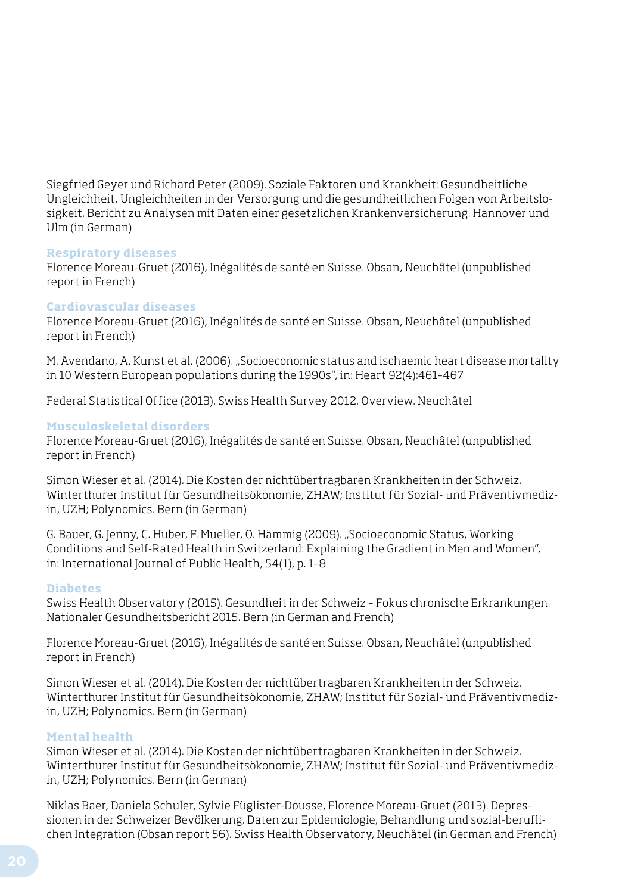Siegfried Geyer und Richard Peter (2009). Soziale Faktoren und Krankheit: Gesundheitliche Ungleichheit, Ungleichheiten in der Versorgung und die gesundheitlichen Folgen von Arbeitslosigkeit. Bericht zu Analysen mit Daten einer gesetzlichen Krankenversicherung. Hannover und Ulm (in German)

### Respiratory diseases

Florence Moreau-Gruet (2016), Inégalités de santé en Suisse. Obsan, Neuchâtel (unpublished report in French)

### Cardiovascular diseases

Florence Moreau-Gruet (2016), Inégalités de santé en Suisse. Obsan, Neuchâtel (unpublished report in French)

M. Avendano, A. Kunst et al. (2006). „Socioeconomic status and ischaemic heart disease mortality in 10 Western European populations during the 1990s", in: Heart 92(4):461–467

Federal Statistical Office (2013). Swiss Health Survey 2012. Overview. Neuchâtel

### Musculoskeletal disorders

Florence Moreau-Gruet (2016), Inégalités de santé en Suisse. Obsan, Neuchâtel (unpublished report in French)

Simon Wieser et al. (2014). Die Kosten der nichtübertragbaren Krankheiten in der Schweiz. Winterthurer Institut für Gesundheitsökonomie, ZHAW; Institut für Sozial- und Präventivmedizin, UZH; Polynomics. Bern (in German)

G. Bauer, G. Jenny, C. Huber, F. Mueller, O. Hämmig (2009). „Socioeconomic Status, Working Conditions and Self-Rated Health in Switzerland: Explaining the Gradient in Men and Women", in: International Journal of Public Health, 54(1), p. 1–8

### Diabetes

Swiss Health Observatory (2015). Gesundheit in der Schweiz – Fokus chronische Erkrankungen. Nationaler Gesundheitsbericht 2015. Bern (in German and French)

Florence Moreau-Gruet (2016), Inégalités de santé en Suisse. Obsan, Neuchâtel (unpublished report in French)

Simon Wieser et al. (2014). Die Kosten der nichtübertragbaren Krankheiten in der Schweiz. Winterthurer Institut für Gesundheitsökonomie, ZHAW; Institut für Sozial- und Präventivmedizin, UZH; Polynomics. Bern (in German)

### Mental health

Simon Wieser et al. (2014). Die Kosten der nichtübertragbaren Krankheiten in der Schweiz. Winterthurer Institut für Gesundheitsökonomie, ZHAW; Institut für Sozial- und Präventivmedizin, UZH; Polynomics. Bern (in German)

Niklas Baer, Daniela Schuler, Sylvie Füglister-Dousse, Florence Moreau-Gruet (2013). Depressionen in der Schweizer Bevölkerung. Daten zur Epidemiologie, Behandlung und sozial-beruflichen Integration (Obsan report 56). Swiss Health Observatory, Neuchâtel (in German and French)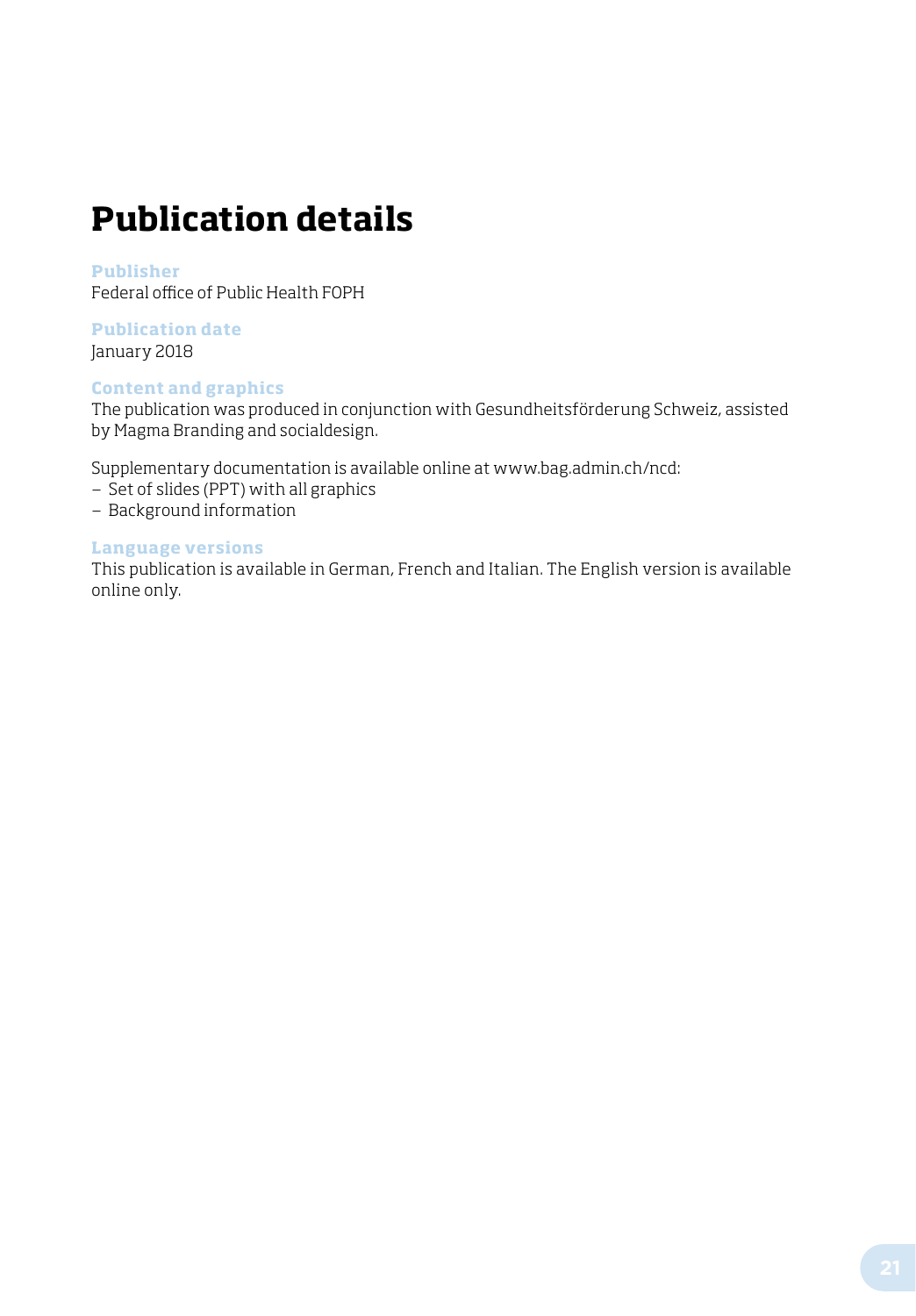# Publication details

### Publisher

Federal office of Public Health FOPH

### Publication date

January 2018

### Content and graphics

The publication was produced in conjunction with Gesundheitsförderung Schweiz, assisted by Magma Branding and socialdesign.

Supplementary documentation is available online at www.bag.admin.ch/ncd:

- Set of slides (PPT) with all graphics
- Background information

### Language versions

This publication is available in German, French and Italian. The English version is available online only.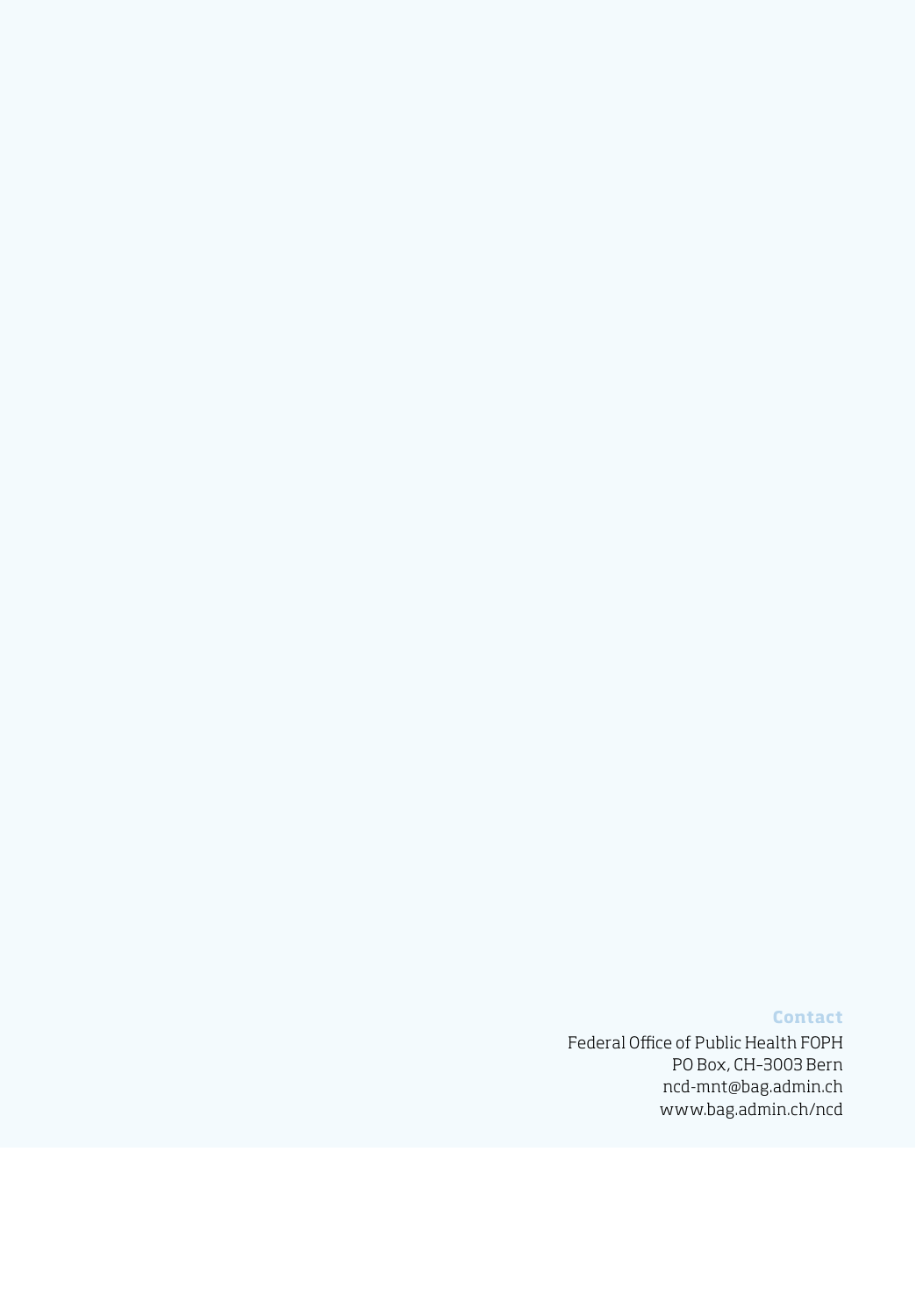**Contact**

Federal Office of Public Health FOPH
PO Box, CH-3003 Bern
ncd-mnt@bag.admin.ch
www.bag.admin.ch/ncd